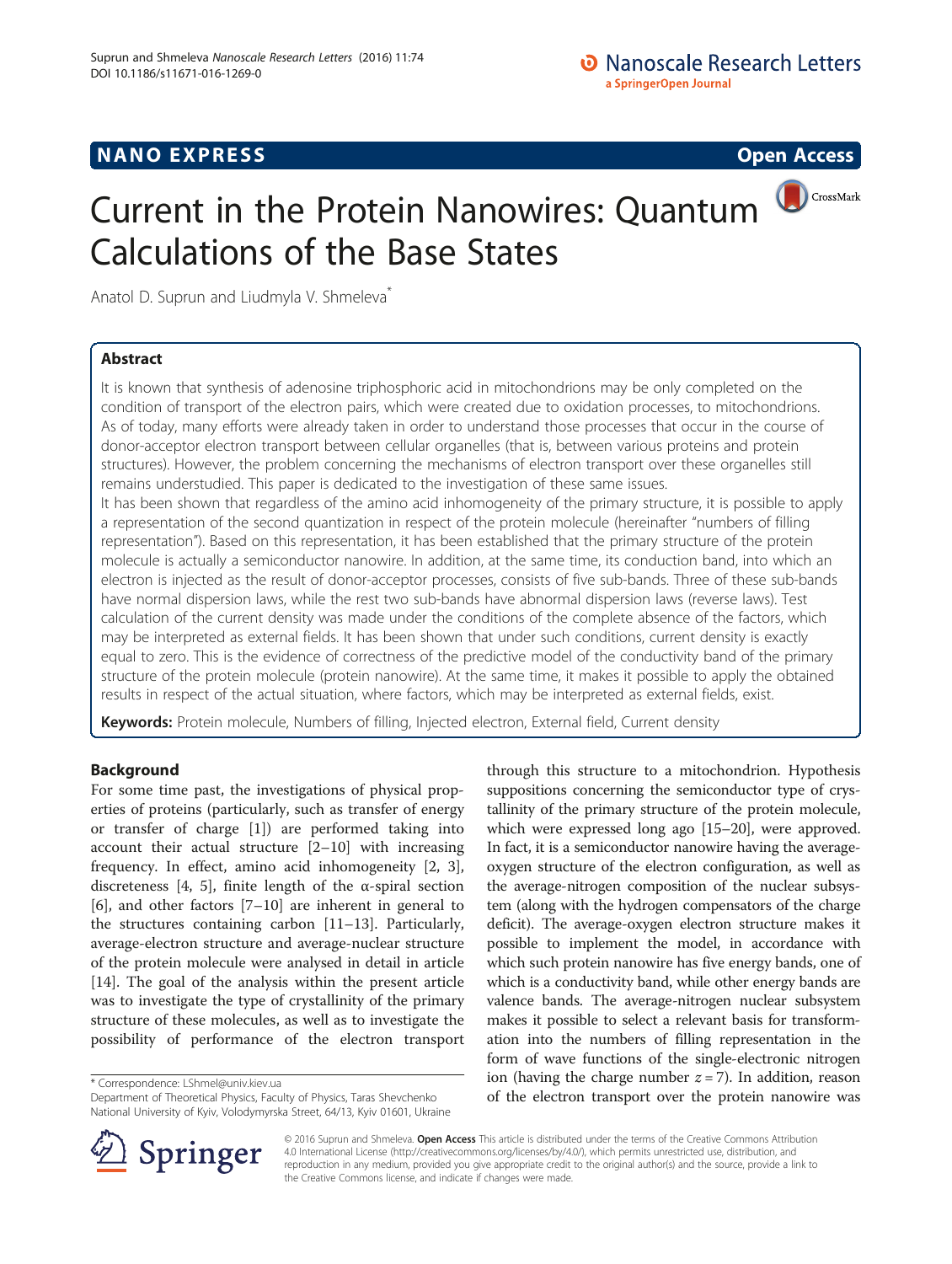NANO EXPRESS

Open Access

# Current in the Protein Nanowires: Quantum Calculations of the Base States

Anatol D. Suprun and Liudmyla V. Shmeleva*

## Abstract

It is known that synthesis of adenosine triphosphoric acid in mitochondrions may be only completed on the condition of transport of the electron pairs, which were created due to oxidation processes, to mitochondrions. As of today, many efforts were already taken in order to understand those processes that occur in the course of donor-acceptor electron transport between cellular organelles (that is, between various proteins and protein structures). However, the problem concerning the mechanisms of electron transport over these organelles still remains understudied. This paper is dedicated to the investigation of these same issues.

It has been shown that regardless of the amino acid inhomogeneity of the primary structure, it is possible to apply a representation of the second quantization in respect of the protein molecule (hereinafter "numbers of filling representation"). Based on this representation, it has been established that the primary structure of the protein molecule is actually a semiconductor nanowire. In addition, at the same time, its conduction band, into which an electron is injected as the result of donor-acceptor processes, consists of five sub-bands. Three of these sub-bands have normal dispersion laws, while the rest two sub-bands have abnormal dispersion laws (reverse laws). Test calculation of the current density was made under the conditions of the complete absence of the factors, which may be interpreted as external fields. It has been shown that under such conditions, current density is exactly equal to zero. This is the evidence of correctness of the predictive model of the conductivity band of the primary structure of the protein molecule (protein nanowire). At the same time, it makes it possible to apply the obtained results in respect of the actual situation, where factors, which may be interpreted as external fields, exist.

**Keywords:** Protein molecule, Numbers of filling, Injected electron, External field, Current density

## Background

For some time past, the investigations of physical properties of proteins (particularly, such as transfer of energy or transfer of charge [1]) are performed taking into account their actual structure [2–10] with increasing frequency. In effect, amino acid inhomogeneity [2, 3], discreteness [4, 5], finite length of the α-spiral section [6], and other factors [7–10] are inherent in general to the structures containing carbon [11–13]. Particularly, average-electron structure and average-nuclear structure of the protein molecule were analysed in detail in article [14]. The goal of the analysis within the present article was to investigate the type of crystallinity of the primary structure of these molecules, as well as to investigate the possibility of performance of the electron transport through this structure to a mitochondrion. Hypothesis suppositions concerning the semiconductor type of crystallinity of the primary structure of the protein molecule, which were expressed long ago [15–20], were approved. In fact, it is a semiconductor nanowire having the average-oxygen structure of the electron configuration, as well as the average-nitrogen composition of the nuclear subsystem (along with the hydrogen compensators of the charge deficit). The average-oxygen electron structure makes it possible to implement the model, in accordance with which such protein nanowire has five energy bands, one of which is a conductivity band, while other energy bands are valence bands. The average-nitrogen nuclear subsystem makes it possible to select a relevant basis for transformation into the numbers of filling representation in the form of wave functions of the single-electronic nitrogen ion (having the charge number $z = 7$). In addition, reason of the electron transport over the protein nanowire was

* Correspondence: LShmel@univ.kiev.ua
Department of Theoretical Physics, Faculty of Physics, Taras Shevchenko National University of Kyiv, Volodymyrska Street, 64/13, Kyiv 01601, Ukraine

© 2016 Suprun and Shmeleva. **Open Access** This article is distributed under the terms of the Creative Commons Attribution 4.0 International License (http://creativecommons.org/licenses/by/4.0/), which permits unrestricted use, distribution, and reproduction in any medium, provided you give appropriate credit to the original author(s) and the source, provide a link to the Creative Commons license, and indicate if changes were made.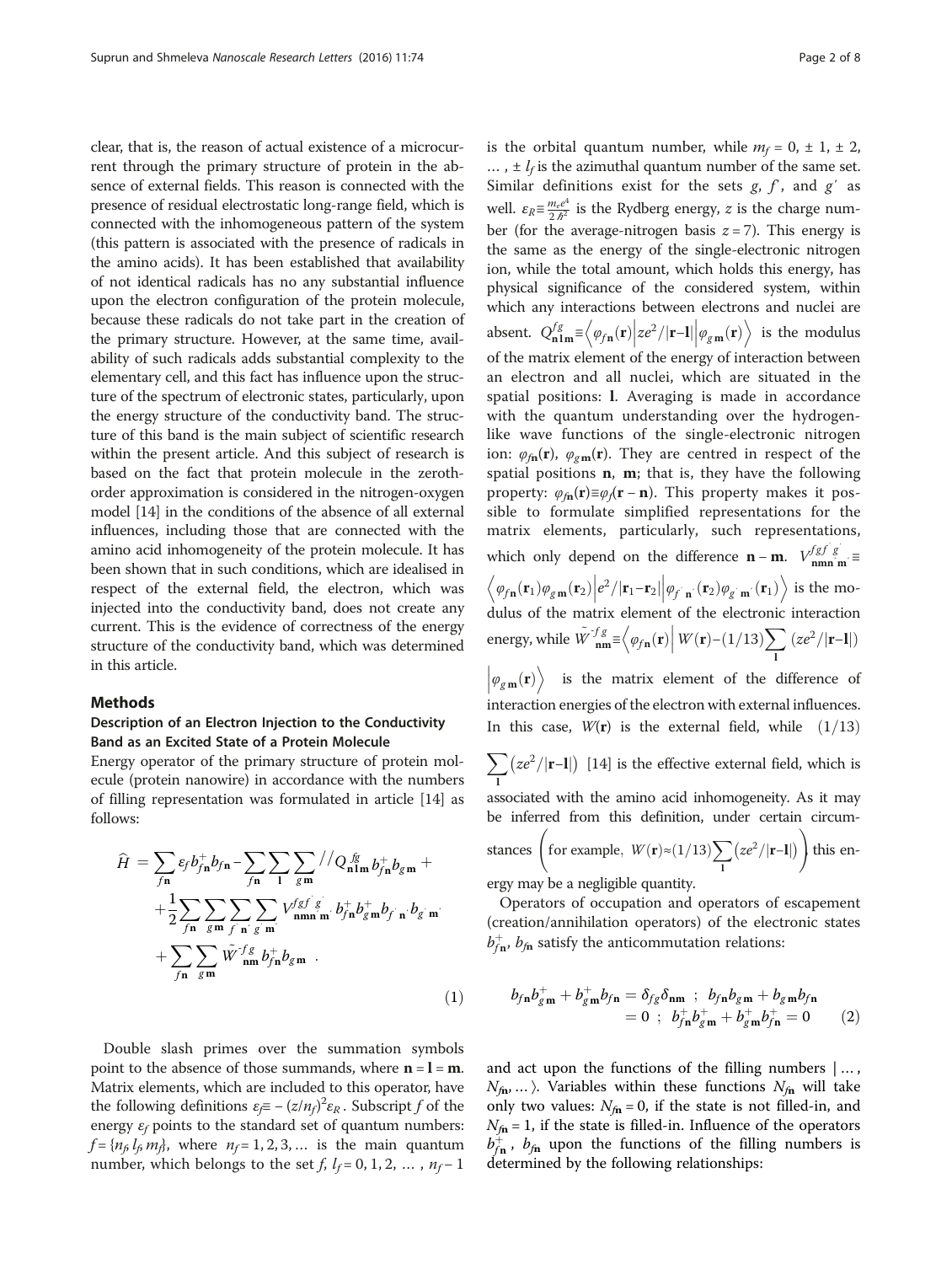clear, that is, the reason of actual existence of a microcurrent through the primary structure of protein in the absence of external fields. This reason is connected with the presence of residual electrostatic long-range field, which is connected with the inhomogeneous pattern of the system (this pattern is associated with the presence of radicals in the amino acids). It has been established that availability of not identical radicals has no any substantial influence upon the electron configuration of the protein molecule, because these radicals do not take part in the creation of the primary structure. However, at the same time, availability of such radicals adds substantial complexity to the elementary cell, and this fact has influence upon the structure of the spectrum of electronic states, particularly, upon the energy structure of the conductivity band. The structure of this band is the main subject of scientific research within the present article. And this subject of research is based on the fact that protein molecule in the zeroth-order approximation is considered in the nitrogen-oxygen model [14] in the conditions of the absence of all external influences, including those that are connected with the amino acid inhomogeneity of the protein molecule. It has been shown that in such conditions, which are idealised in respect of the external field, the electron, which was injected into the conductivity band, does not create any current. This is the evidence of correctness of the energy structure of the conductivity band, which was determined in this article.

## Methods

### Description of an Electron Injection to the Conductivity Band as an Excited State of a Protein Molecule

Energy operator of the primary structure of protein molecule (protein nanowire) in accordance with the numbers of filling representation was formulated in article [14] as follows:

$$
\begin{aligned}
\widehat{H} = & \sum_{f\mathbf{n}} \varepsilon_f b_{f\mathbf{n}}^{+} b_{f\mathbf{n}} - \sum_{f\mathbf{n}} \sum_{\mathbf{l}} \sum_{g\mathbf{m}} {}^{//} Q_{\mathbf{n}\mathbf{l}\mathbf{m}}^{fg} b_{f\mathbf{n}}^{+} b_{g\mathbf{m}} + \\
& + \frac{1}{2} \sum_{f\mathbf{n}} \sum_{g\mathbf{m}} \sum_{f'\mathbf{n}'} \sum_{g'\mathbf{m}'} V_{\mathbf{n}\mathbf{m}\mathbf{n}'\mathbf{m}'}^{fgf'g'} b_{f\mathbf{n}}^{+} b_{g\mathbf{m}}^{+} b_{f'\mathbf{n}'} b_{g'\mathbf{m}'} \\
& + \sum_{f\mathbf{n}} \sum_{g\mathbf{m}} \tilde{W}_{\mathbf{n}\mathbf{m}}^{fg} b_{f\mathbf{n}}^{+} b_{g\mathbf{m}} \ .
\end{aligned}
\tag{1}
$$

Double slash primes over the summation symbols point to the absence of those summands, where $\mathbf{n} = \mathbf{l} = \mathbf{m}$. Matrix elements, which are included to this operator, have the following definitions $\varepsilon_f \equiv -(z/n_f)^2 \varepsilon_R$. Subscript $f$ of the energy $\varepsilon_f$ points to the standard set of quantum numbers: $f = \{n_f, l_f, m_f\}$, where $n_f = 1, 2, 3, \dots$ is the main quantum number, which belongs to the set $f$, $l_f = 0, 1, 2, \dots, n_f - 1$ is the orbital quantum number, while $m_f = 0, \pm 1, \pm 2, \dots, \pm l_f$ is the azimuthal quantum number of the same set. Similar definitions exist for the sets $g$, $f'$, and $g'$ as well. $\varepsilon_R \equiv \frac{m_e e^4}{2\hbar^2}$ is the Rydberg energy, $z$ is the charge number (for the average-nitrogen basis $z = 7$). This energy is the same as the energy of the single-electronic nitrogen ion, while the total amount, which holds this energy, has physical significance of the considered system, within which any interactions between electrons and nuclei are absent. $Q_{\mathbf{n}\mathbf{l}\mathbf{m}}^{fg} \equiv \left\langle \varphi_{f\mathbf{n}}(\mathbf{r}) \middle| ze^2/|\mathbf{r}-\mathbf{l}| \middle| \varphi_{g\mathbf{m}}(\mathbf{r}) \right\rangle$ is the modulus of the matrix element of the energy of interaction between an electron and all nuclei, which are situated in the spatial positions: $\mathbf{l}$. Averaging is made in accordance with the quantum understanding over the hydrogen-like wave functions of the single-electronic nitrogen ion: $\varphi_{f\mathbf{n}}(\mathbf{r})$, $\varphi_{g\mathbf{m}}(\mathbf{r})$. They are centred in respect of the spatial positions $\mathbf{n}$, $\mathbf{m}$; that is, they have the following property: $\varphi_{f\mathbf{n}}(\mathbf{r}) \equiv \varphi_f(\mathbf{r} - \mathbf{n})$. This property makes it possible to formulate simplified representations for the matrix elements, particularly, such representations, which only depend on the difference $\mathbf{n} - \mathbf{m}$. $V_{\mathbf{n}\mathbf{m}\mathbf{n}'\mathbf{m}'}^{fgf'g'} \equiv \left\langle \varphi_{f\mathbf{n}}(\mathbf{r}_1) \varphi_{g\mathbf{m}}(\mathbf{r}_2) \middle| e^2/|\mathbf{r}_1 - \mathbf{r}_2| \middle| \varphi_{f'\mathbf{n}'}(\mathbf{r}_2) \varphi_{g'\mathbf{m}'}(\mathbf{r}_1) \right\rangle$ is the modulus of the matrix element of the electronic interaction energy, while $\tilde{W}_{\mathbf{n}\mathbf{m}}^{fg} \equiv \left\langle \varphi_{f\mathbf{n}}(\mathbf{r}) \middle| W(\mathbf{r}) - (1/13) \sum_{\mathbf{l}} \left(ze^2/|\mathbf{r}-\mathbf{l}|\right) \middle| \varphi_{g\mathbf{m}}(\mathbf{r}) \right\rangle$ is the matrix element of the difference of interaction energies of the electron with external influences. In this case, $W(\mathbf{r})$ is the external field, while $(1/13) \sum_{\mathbf{l}} \left(ze^2/|\mathbf{r}-\mathbf{l}|\right)$ [14] is the effective external field, which is associated with the amino acid inhomogeneity. As it may be inferred from this definition, under certain circumstances $\left(\text{for example, } W(\mathbf{r}) \approx (1/13) \sum_{\mathbf{l}} \left(ze^2/|\mathbf{r}-\mathbf{l}|\right)\right)$, this energy may be a negligible quantity.

Operators of occupation and operators of escapement (creation/annihilation operators) of the electronic states $b_{f\mathbf{n}}^{+}$, $b_{f\mathbf{n}}$ satisfy the anticommutation relations:

$$
\begin{aligned}
b_{f\mathbf{n}} b_{g\mathbf{m}}^{+} + b_{g\mathbf{m}}^{+} b_{f\mathbf{n}} = \delta_{fg} \delta_{\mathbf{n}\mathbf{m}} \ ; \ & b_{f\mathbf{n}} b_{g\mathbf{m}} + b_{g\mathbf{m}} b_{f\mathbf{n}} \\
= 0 \ ; \ & b_{f\mathbf{n}}^{+} b_{g\mathbf{m}}^{+} + b_{g\mathbf{m}}^{+} b_{f\mathbf{n}}^{+} = 0
\end{aligned}
\tag{2}
$$

and act upon the functions of the filling numbers $|\dots, N_{f\mathbf{n}}, \dots\rangle$. Variables within these functions $N_{f\mathbf{n}}$ will take only two values: $N_{f\mathbf{n}} = 0$, if the state is not filled-in, and $N_{f\mathbf{n}} = 1$, if the state is filled-in. Influence of the operators $b_{f\mathbf{n}}^{+}$, $b_{f\mathbf{n}}$ upon the functions of the filling numbers is determined by the following relationships: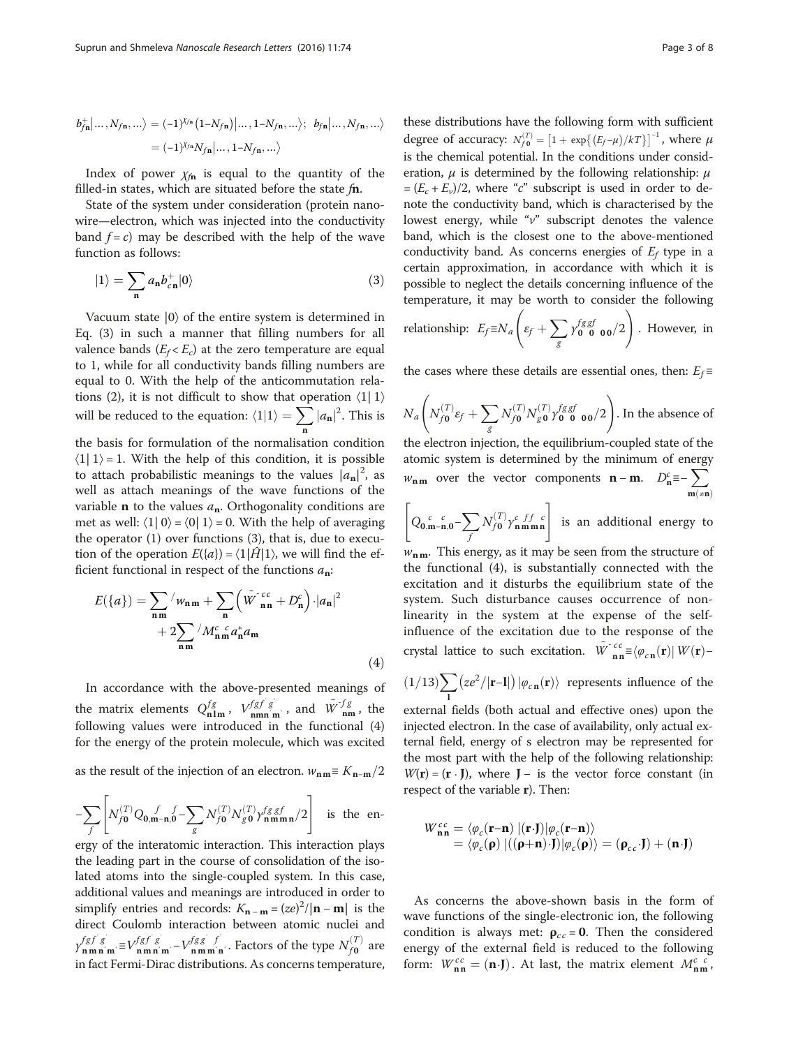$$b_{f\mathbf{n}}^{+}|\ldots,N_{f\mathbf{n}},\ldots\rangle = (-1)^{\chi_{f\mathbf{n}}}(1-N_{f\mathbf{n}})|\ldots,1-N_{f\mathbf{n}},\ldots\rangle;\ \ b_{f\mathbf{n}}|\ldots,N_{f\mathbf{n}},\ldots\rangle = (-1)^{\chi_{f\mathbf{n}}}N_{f\mathbf{n}}|\ldots,1-N_{f\mathbf{n}},\ldots\rangle$$

Index of power $\chi_{f\mathbf{n}}$ is equal to the quantity of the filled-in states, which are situated before the state $f\mathbf{n}$.

State of the system under consideration (protein nanowire—electron, which was injected into the conductivity band $f = c$) may be described with the help of the wave function as follows:

$$|1\rangle = \sum_{\mathbf{n}} a_{\mathbf{n}} b_{c\mathbf{n}}^{+}|0\rangle \tag{3}$$

Vacuum state $|0\rangle$ of the entire system is determined in Eq. (3) in such a manner that filling numbers for all valence bands ($E_f < E_c$) at the zero temperature are equal to 1, while for all conductivity bands filling numbers are equal to 0. With the help of the anticommutation relations (2), it is not difficult to show that operation $\langle 1|\,1\rangle$ will be reduced to the equation: $\langle 1|1\rangle = \sum_{\mathbf{n}} |a_{\mathbf{n}}|^2$. This is the basis for formulation of the normalisation condition $\langle 1|\,1\rangle = 1$. With the help of this condition, it is possible to attach probabilistic meanings to the values $|a_{\mathbf{n}}|^2$, as well as attach meanings of the wave functions of the variable $\mathbf{n}$ to the values $a_{\mathbf{n}}$. Orthogonality conditions are met as well: $\langle 1|\,0\rangle = \langle 0|\,1\rangle = 0$. With the help of averaging the operator (1) over functions (3), that is, due to execution of the operation $E(\{a\}) = \langle 1|\hat{H}|1\rangle$, we will find the efficient functional in respect of the functions $a_{\mathbf{n}}$:

$$E(\{a\}) = \sum_{\mathbf{nm}}{}' w_{\mathbf{nm}} + \sum_{\mathbf{n}} \left(\tilde{W}^{cc}_{\mathbf{nn}} + D^{c}_{\mathbf{n}}\right)\cdot|a_{\mathbf{n}}|^2 + 2\sum_{\mathbf{nm}}{}' M^{c\ c}_{\mathbf{nm}} a^{*}_{\mathbf{n}} a_{\mathbf{m}} \tag{4}$$

In accordance with the above-presented meanings of the matrix elements $Q^{fg}_{\mathbf{nlm}}$, $V^{fgf'g'}_{\mathbf{nmn'm'}}$, and $\tilde{W}^{fg}_{\mathbf{nm}}$, the following values were introduced in the functional (4) for the energy of the protein molecule, which was excited as the result of the injection of an electron. $w_{\mathbf{nm}} \equiv K_{\mathbf{n}-\mathbf{m}}/2 - \sum_{f}\left[N^{(T)}_{f\mathbf{0}} Q_{\mathbf{0},\mathbf{m}-\mathbf{n},\mathbf{0}}^{f\ f} - \sum_{g} N^{(T)}_{f\mathbf{0}} N^{(T)}_{g\mathbf{0}} \gamma^{fggf}_{\mathbf{nmmn}}/2\right]$ is the energy of the interatomic interaction. This interaction plays the leading part in the course of consolidation of the isolated atoms into the single-coupled system. In this case, additional values and meanings are introduced in order to simplify entries and records: $K_{\mathbf{n}-\mathbf{m}} = (ze)^2/|\mathbf{n}-\mathbf{m}|$ is the direct Coulomb interaction between atomic nuclei and $\gamma^{fgf'g'}_{\mathbf{nmn'm'}} \equiv V^{fgf'g'}_{\mathbf{nmn'm'}} - V^{fgg'f'}_{\mathbf{nmm'n'}}$. Factors of the type $N^{(T)}_{f\mathbf{0}}$ are in fact Fermi-Dirac distributions. As concerns temperature, these distributions have the following form with sufficient degree of accuracy: $N^{(T)}_{f\mathbf{0}} = \left[1 + \exp\{(E_f - \mu)/kT\}\right]^{-1}$, where $\mu$ is the chemical potential. In the conditions under consideration, $\mu$ is determined by the following relationship: $\mu = (E_c + E_v)/2$, where "$c$" subscript is used in order to denote the conductivity band, which is characterised by the lowest energy, while "$v$" subscript denotes the valence band, which is the closest one to the above-mentioned conductivity band. As concerns energies of $E_f$ type in a certain approximation, in accordance with which it is possible to neglect the details concerning influence of the temperature, it may be worth to consider the following relationship: $E_f \equiv N_a\left(\varepsilon_f + \sum_{g} \gamma^{fggf}_{\mathbf{0}\ \mathbf{0}\ \mathbf{00}}/2\right)$. However, in the cases where these details are essential ones, then: $E_f \equiv N_a\left(N^{(T)}_{f\mathbf{0}}\varepsilon_f + \sum_{g} N^{(T)}_{f\mathbf{0}} N^{(T)}_{g\mathbf{0}} \gamma^{fggf}_{\mathbf{0}\ \mathbf{0}\ \mathbf{00}}/2\right)$. In the absence of the electron injection, the equilibrium-coupled state of the atomic system is determined by the minimum of energy $w_{\mathbf{nm}}$ over the vector components $\mathbf{n}-\mathbf{m}$. $D^{c}_{\mathbf{n}} \equiv -\sum_{\mathbf{m}(\neq\mathbf{n})}\left[Q_{\mathbf{0},\mathbf{m}-\mathbf{n},\mathbf{0}}^{c\ c} - \sum_{f} N^{(T)}_{f\mathbf{0}} \gamma^{c\ ff\ c}_{\mathbf{nmmn}}\right]$ is an additional energy to $w_{\mathbf{nm}}$. This energy, as it may be seen from the structure of the functional (4), is substantially connected with the excitation and it disturbs the equilibrium state of the system. Such disturbance causes occurrence of nonlinearity in the system at the expense of the self-influence of the excitation due to the response of the crystal lattice to such excitation. $\tilde{W}^{cc}_{\mathbf{nn}} \equiv \langle\varphi_{c\mathbf{n}}(\mathbf{r})|\,W(\mathbf{r}) - (1/13)\sum_{\mathbf{l}}\left(ze^2/|\mathbf{r}-\mathbf{l}|\right)|\varphi_{c\mathbf{n}}(\mathbf{r})\rangle$ represents influence of the external fields (both actual and effective ones) upon the injected electron. In the case of availability, only actual external field, energy of s electron may be represented for the most part with the help of the following relationship: $W(\mathbf{r}) = (\mathbf{r}\cdot\mathbf{J})$, where $\mathbf{J}$ – is the vector force constant (in respect of the variable $\mathbf{r}$). Then:

$$W^{cc}_{\mathbf{nn}} = \langle\varphi_c(\mathbf{r}-\mathbf{n})\,|(\mathbf{r}\cdot\mathbf{J})|\varphi_c(\mathbf{r}-\mathbf{n})\rangle = \langle\varphi_c(\boldsymbol{\rho})\,|((\boldsymbol{\rho}+\mathbf{n})\cdot\mathbf{J})|\varphi_c(\boldsymbol{\rho})\rangle = (\boldsymbol{\rho}_{cc}\cdot\mathbf{J}) + (\mathbf{n}\cdot\mathbf{J})$$

As concerns the above-shown basis in the form of wave functions of the single-electronic ion, the following condition is always met: $\boldsymbol{\rho}_{cc} = \mathbf{0}$. Then the considered energy of the external field is reduced to the following form: $W^{c\,c}_{\mathbf{nn}} = (\mathbf{n}\cdot\mathbf{J})$. At last, the matrix element $M^{c\ c}_{\mathbf{nm}}$,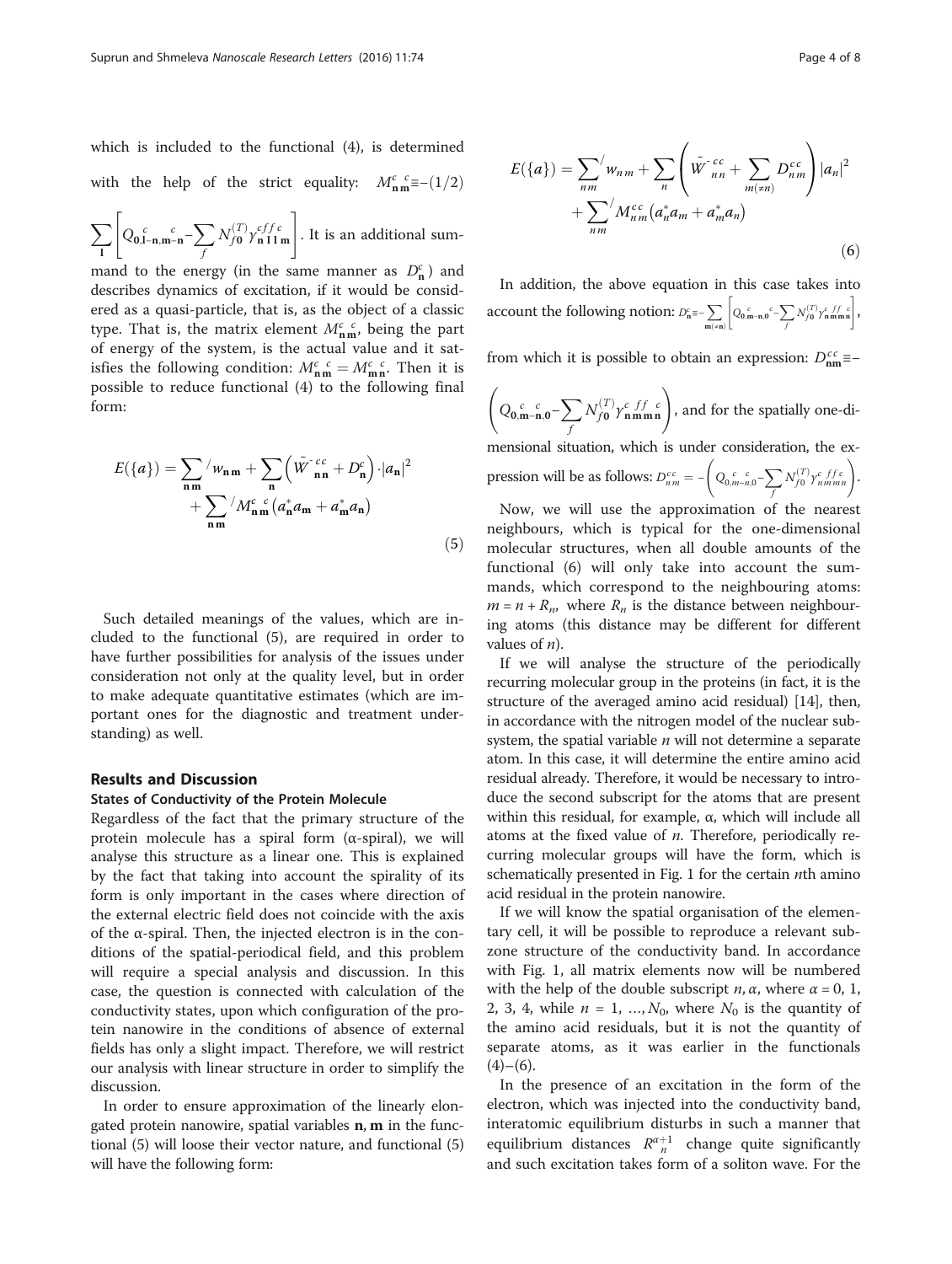which is included to the functional (4), is determined with the help of the strict equality: $M^{c\ c}_{\mathbf{n}\,\mathbf{m}} \equiv -(1/2) \sum_{\mathbf{l}} \left[ Q_{\mathbf{0},\mathbf{l}-\mathbf{n},\mathbf{m}-\mathbf{n}}^{\ \ c\ \ \ \ \ c} - \sum_f N_{f\mathbf{0}}^{(T)} \gamma^{c f f c}_{\mathbf{n}\,\mathbf{l}\,\mathbf{l}\,\mathbf{m}} \right]$. It is an additional summand to the energy (in the same manner as $D^c_{\mathbf{n}}$) and describes dynamics of excitation, if it would be considered as a quasi-particle, that is, as the object of a classic type. That is, the matrix element $M^{c\ c}_{\mathbf{n}\,\mathbf{m}}$, being the part of energy of the system, is the actual value and it satisfies the following condition: $M^{c\ c}_{\mathbf{n}\,\mathbf{m}} = M^{c\ c}_{\mathbf{m}\,\mathbf{n}}$. Then it is possible to reduce functional (4) to the following final form:

$$E(\{a\}) = \sum_{\mathbf{n}\,\mathbf{m}}{}' w_{\mathbf{n}\,\mathbf{m}} + \sum_{\mathbf{n}} \left( \tilde{W}^{-\,c\,c}_{\ \mathbf{n}\,\mathbf{n}} + D^c_{\mathbf{n}} \right) \cdot |a_{\mathbf{n}}|^2 + \sum_{\mathbf{n}\,\mathbf{m}}{}' M^{c\ c}_{\mathbf{n}\,\mathbf{m}} \left( a^*_{\mathbf{n}} a_{\mathbf{m}} + a^*_{\mathbf{m}} a_{\mathbf{n}} \right) \tag{5}$$

Such detailed meanings of the values, which are included to the functional (5), are required in order to have further possibilities for analysis of the issues under consideration not only at the quality level, but in order to make adequate quantitative estimates (which are important ones for the diagnostic and treatment understanding) as well.

## Results and Discussion

### States of Conductivity of the Protein Molecule

Regardless of the fact that the primary structure of the protein molecule has a spiral form (α-spiral), we will analyse this structure as a linear one. This is explained by the fact that taking into account the spirality of its form is only important in the cases where direction of the external electric field does not coincide with the axis of the α-spiral. Then, the injected electron is in the conditions of the spatial-periodical field, and this problem will require a special analysis and discussion. In this case, the question is connected with calculation of the conductivity states, upon which configuration of the protein nanowire in the conditions of absence of external fields has only a slight impact. Therefore, we will restrict our analysis with linear structure in order to simplify the discussion.

In order to ensure approximation of the linearly elongated protein nanowire, spatial variables $\mathbf{n}, \mathbf{m}$ in the functional (5) will loose their vector nature, and functional (5) will have the following form:

$$E(\{a\}) = \sum_{nm}{}' w_{n\,m} + \sum_n \left( \tilde{W}^{-\,c\,c}_{\ n\,n} + \sum_{m(\neq n)} D^{c\,c}_{n\,m} \right) |a_n|^2 + \sum_{nm}{}' M^{c\,c}_{n\,m} \left( a^*_n a_m + a^*_m a_n \right) \tag{6}$$

In addition, the above equation in this case takes into account the following notion: $D^c_{\mathbf{n}} \equiv -\sum_{\mathbf{m}(\neq \mathbf{n})} \left[ Q_{\mathbf{0},\mathbf{m}-\mathbf{n},\mathbf{0}}^{\ \ c\ \ \ \ \ \ c} - \sum_f N_{f0}^{(T)} \gamma^{c\ f f\ c}_{\mathbf{n}\,\mathbf{m}\,\mathbf{m}\,\mathbf{n}} \right]$, from which it is possible to obtain an expression: $D^{c\,c}_{\mathbf{n}\mathbf{m}} \equiv -\left( Q_{\mathbf{0},\mathbf{m}-\mathbf{n},\mathbf{0}}^{\ \ c\ \ \ \ \ \ c} - \sum_f N_{f\mathbf{0}}^{(T)} \gamma^{c\ f f\ c}_{\mathbf{n}\,\mathbf{m}\,\mathbf{m}\,\mathbf{n}} \right)$, and for the spatially one-dimensional situation, which is under consideration, the expression will be as follows: $D^{c\,c}_{nm} = -\left( Q_{0,m-n,0}^{\ \ c\ \ \ \ \ c} - \sum_f N_{f0}^{(T)} \gamma^{c\ f f\ c}_{n\,m\,m\,n} \right)$.

Now, we will use the approximation of the nearest neighbours, which is typical for the one-dimensional molecular structures, when all double amounts of the functional (6) will only take into account the summands, which correspond to the neighbouring atoms: $m = n + R_n$, where $R_n$ is the distance between neighbouring atoms (this distance may be different for different values of $n$).

If we will analyse the structure of the periodically recurring molecular group in the proteins (in fact, it is the structure of the averaged amino acid residual) [14], then, in accordance with the nitrogen model of the nuclear subsystem, the spatial variable $n$ will not determine a separate atom. In this case, it will determine the entire amino acid residual already. Therefore, it would be necessary to introduce the second subscript for the atoms that are present within this residual, for example, α, which will include all atoms at the fixed value of $n$. Therefore, periodically recurring molecular groups will have the form, which is schematically presented in Fig. 1 for the certain $n$th amino acid residual in the protein nanowire.

If we will know the spatial organisation of the elementary cell, it will be possible to reproduce a relevant subzone structure of the conductivity band. In accordance with Fig. 1, all matrix elements now will be numbered with the help of the double subscript $n, \alpha$, where $\alpha = 0, 1, 2, 3, 4$, while $n = 1, \ldots, N_0$, where $N_0$ is the quantity of the amino acid residuals, but it is not the quantity of separate atoms, as it was earlier in the functionals (4)–(6).

In the presence of an excitation in the form of the electron, which was injected into the conductivity band, interatomic equilibrium disturbs in such a manner that equilibrium distances $R^{\alpha+1}_n$ change quite significantly and such excitation takes form of a soliton wave. For the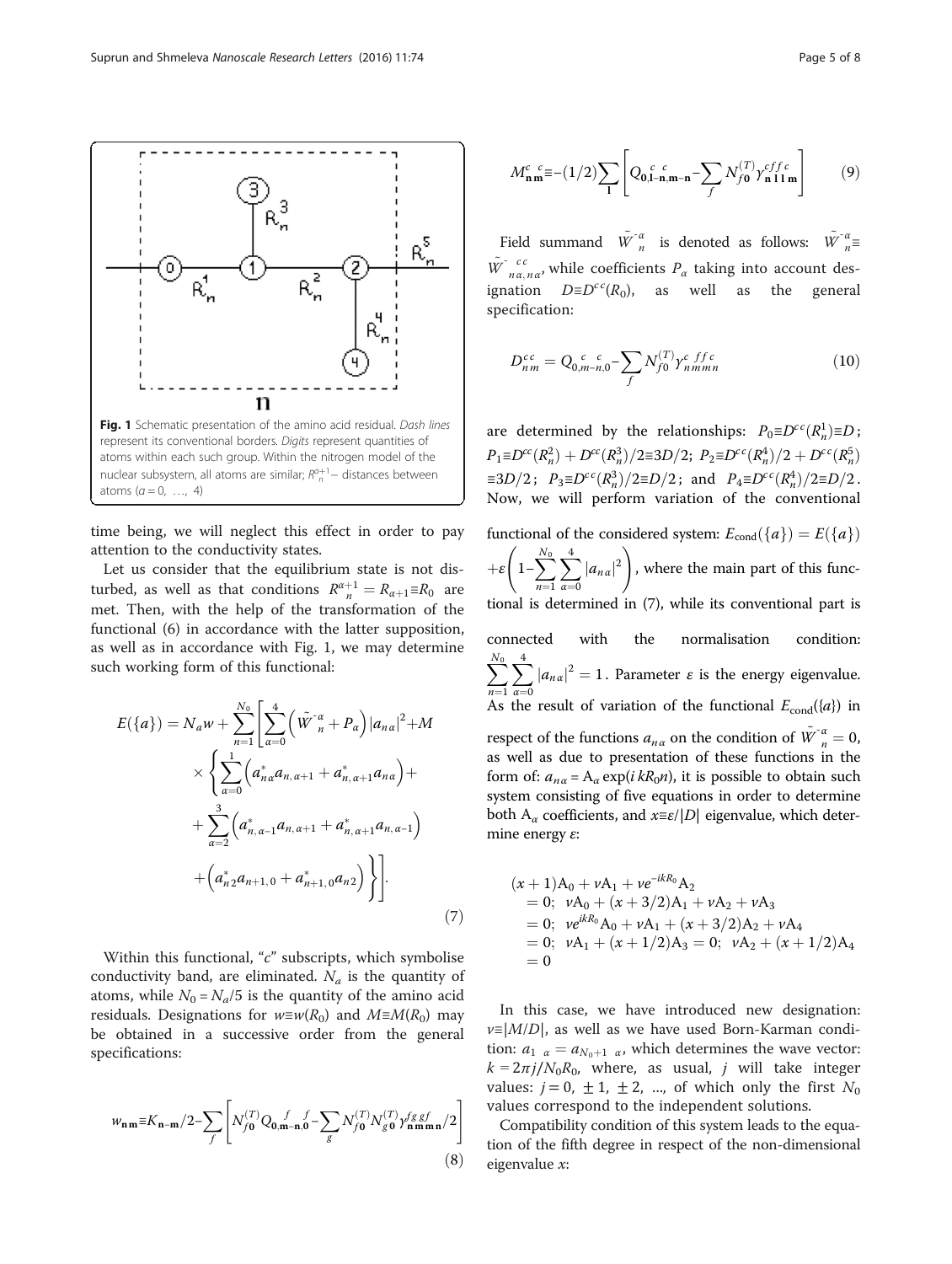**Fig. 1** Schematic presentation of the amino acid residual. *Dash lines* represent its conventional borders. *Digits* represent quantities of atoms within each such group. Within the nitrogen model of the nuclear subsystem, all atoms are similar; $R_n^{\alpha+1}$ – distances between atoms ($\alpha = 0, \ldots, 4$)

time being, we will neglect this effect in order to pay attention to the conductivity states.

Let us consider that the equilibrium state is not disturbed, as well as that conditions $R_n^{\alpha+1} = R_{\alpha+1} \equiv R_0$ are met. Then, with the help of the transformation of the functional (6) in accordance with the latter supposition, as well as in accordance with Fig. 1, we may determine such working form of this functional:

$$E(\{a\}) = N_a w + \sum_{n=1}^{N_0} \left[ \sum_{\alpha=0}^{4} \left( \tilde{W}_n^{\alpha} + P_\alpha \right) |a_{n\alpha}|^2 + M \times \left\{ \sum_{\alpha=0}^{1} \left( a_{n\alpha}^* a_{n,\alpha+1} + a_{n,\alpha+1}^* a_{n\alpha} \right) + \sum_{\alpha=2}^{3} \left( a_{n,\alpha-1}^* a_{n,\alpha+1} + a_{n,\alpha+1}^* a_{n,\alpha-1} \right) + \left( a_{n2}^* a_{n+1,0} + a_{n+1,0}^* a_{n2} \right) \right\} \right]. \tag{7}$$

Within this functional, "*c*" subscripts, which symbolise conductivity band, are eliminated. $N_a$ is the quantity of atoms, while $N_0 = N_a/5$ is the quantity of the amino acid residuals. Designations for $w \equiv w(R_0)$ and $M \equiv M(R_0)$ may be obtained in a successive order from the general specifications:

$$w_{\mathbf{nm}} \equiv K_{\mathbf{n}-\mathbf{m}}/2 - \sum_f \left[ N_{f\mathbf{0}}^{(T)} Q_{\mathbf{0},\mathbf{m}-\mathbf{n},\mathbf{0}}^{\;f\;\;f} - \sum_g N_{f\mathbf{0}}^{(T)} N_{g\mathbf{0}}^{(T)} \gamma_{\mathbf{nmmn}}^{fggf}/2 \right] \tag{8}$$

$$M_{\mathbf{nm}}^{c\;c} \equiv -(1/2) \sum_{\mathbf{l}} \left[ Q_{\mathbf{0},\mathbf{l}-\mathbf{n},\mathbf{m}-\mathbf{n}}^{\;c\;\;c} - \sum_f N_{f\mathbf{0}}^{(T)} \gamma_{\mathbf{nllm}}^{cffc} \right] \tag{9}$$

Field summand $\tilde{W}_n^{\alpha}$ is denoted as follows: $\tilde{W}_n^{\alpha} \equiv \tilde{W}_{n\alpha,n\alpha}^{\;cc}$, while coefficients $P_\alpha$ taking into account designation $D \equiv D^{cc}(R_0)$, as well as the general specification:

$$D_{nm}^{cc} = Q_{0,m-n,0}^{\;c\;\;c} - \sum_f N_{f0}^{(T)} \gamma_{nmmn}^{c\;ffc} \tag{10}$$

are determined by the relationships: $P_0 \equiv D^{cc}(R_n^1) \equiv D$; $P_1 \equiv D^{cc}(R_n^2) + D^{cc}(R_n^3)/2 \equiv 3D/2$; $P_2 \equiv D^{cc}(R_n^4)/2 + D^{cc}(R_n^5) \equiv 3D/2$; $P_3 \equiv D^{cc}(R_n^3)/2 \equiv D/2$; and $P_4 \equiv D^{cc}(R_n^4)/2 \equiv D/2$. Now, we will perform variation of the conventional functional of the considered system: $E_{\text{cond}}(\{a\}) = E(\{a\}) + \varepsilon \left( 1 - \sum_{n=1}^{N_0} \sum_{\alpha=0}^{4} |a_{n\alpha}|^2 \right)$, where the main part of this functional is determined in (7), while its conventional part is connected with the normalisation condition: $\sum_{n=1}^{N_0} \sum_{\alpha=0}^{4} |a_{n\alpha}|^2 = 1$. Parameter $\varepsilon$ is the energy eigenvalue. As the result of variation of the functional $E_{\text{cond}}(\{a\})$ in respect of the functions $a_{n\alpha}$ on the condition of $\tilde{W}_n^{\alpha} = 0$, as well as due to presentation of these functions in the form of: $a_{n\alpha} = \text{A}_\alpha \exp(i\, kR_0 n)$, it is possible to obtain such system consisting of five equations in order to determine both $\text{A}_\alpha$ coefficients, and $x \equiv \varepsilon/|D|$ eigenvalue, which determine energy $\varepsilon$:

$$\begin{aligned}
&(x+1)\text{A}_0 + \nu \text{A}_1 + \nu e^{-ikR_0} \text{A}_2 = 0; \quad \nu \text{A}_0 + (x+3/2)\text{A}_1 + \nu \text{A}_2 + \nu \text{A}_3 = 0; \\
&\nu e^{ikR_0} \text{A}_0 + \nu \text{A}_1 + (x+3/2)\text{A}_2 + \nu \text{A}_4 = 0; \quad \nu \text{A}_1 + (x+1/2)\text{A}_3 = 0; \quad \nu \text{A}_2 + (x+1/2)\text{A}_4 = 0
\end{aligned}$$

In this case, we have introduced new designation: $\nu \equiv |M/D|$, as well as we have used Born-Karman condition: $a_{1\;\alpha} = a_{N_0+1\;\alpha}$, which determines the wave vector: $k = 2\pi j/N_0 R_0$, where, as usual, $j$ will take integer values: $j = 0, \pm 1, \pm 2, \ldots$, of which only the first $N_0$ values correspond to the independent solutions.

Compatibility condition of this system leads to the equation of the fifth degree in respect of the non-dimensional eigenvalue $x$: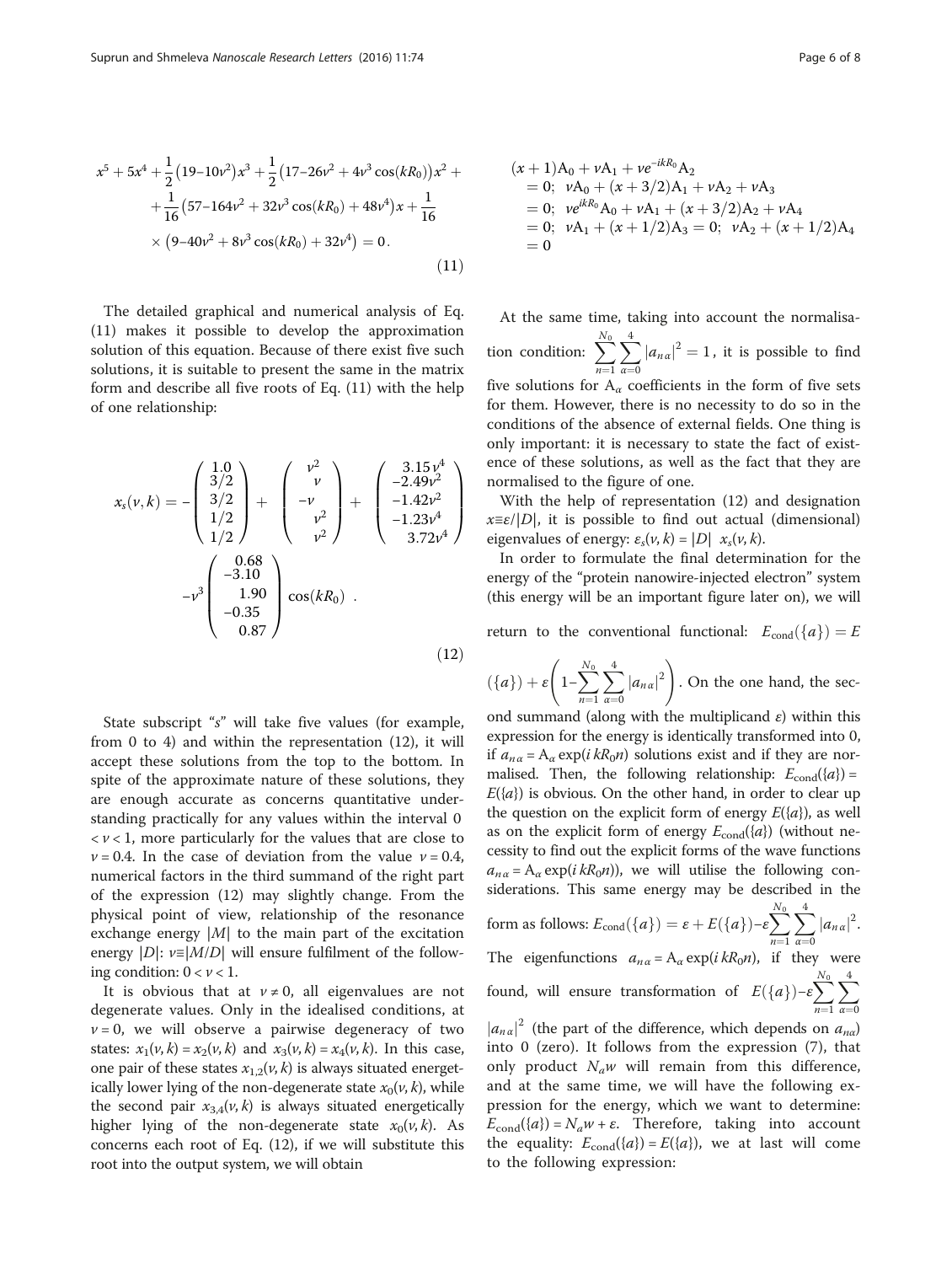$$
x^5+5x^4+\frac{1}{2}\left(19-10\nu^2\right)x^3+\frac{1}{2}\left(17-26\nu^2+4\nu^3\cos(kR_0)\right)x^2+ \\
+\frac{1}{16}\left(57-164\nu^2+32\nu^3\cos(kR_0)+48\nu^4\right)x+\frac{1}{16} \\
\times\left(9-40\nu^2+8\nu^3\cos(kR_0)+32\nu^4\right)=0\,. \tag{11}
$$

The detailed graphical and numerical analysis of Eq. (11) makes it possible to develop the approximation solution of this equation. Because of there exist five such solutions, it is suitable to present the same in the matrix form and describe all five roots of Eq. (11) with the help of one relationship:

$$
x_s(\nu,k)=-\begin{pmatrix}1.0\\3/2\\3/2\\1/2\\1/2\end{pmatrix}+\begin{pmatrix}\nu^2\\\nu\\-\nu\\\nu^2\\\nu^2\end{pmatrix}+\begin{pmatrix}3.15\,\nu^4\\-2.49\nu^2\\-1.42\nu^2\\-1.23\nu^4\\3.72\nu^4\end{pmatrix} \\
-\nu^3\begin{pmatrix}0.68\\-3.10\\1.90\\-0.35\\0.87\end{pmatrix}\cos(kR_0)\quad . \tag{12}
$$

State subscript "$s$" will take five values (for example, from 0 to 4) and within the representation (12), it will accept these solutions from the top to the bottom. In spite of the approximate nature of these solutions, they are enough accurate as concerns quantitative understanding practically for any values within the interval $0 < \nu < 1$, more particularly for the values that are close to $\nu = 0.4$. In the case of deviation from the value $\nu = 0.4$, numerical factors in the third summand of the right part of the expression (12) may slightly change. From the physical point of view, relationship of the resonance exchange energy $|M|$ to the main part of the excitation energy $|D|$: $\nu\equiv|M/D|$ will ensure fulfilment of the following condition: $0 < \nu < 1$.

It is obvious that at $\nu \neq 0$, all eigenvalues are not degenerate values. Only in the idealised conditions, at $\nu = 0$, we will observe a pairwise degeneracy of two states: $x_1(\nu, k) = x_2(\nu, k)$ and $x_3(\nu, k) = x_4(\nu, k)$. In this case, one pair of these states $x_{1,2}(\nu, k)$ is always situated energetically lower lying of the non-degenerate state $x_0(\nu, k)$, while the second pair $x_{3,4}(\nu, k)$ is always situated energetically higher lying of the non-degenerate state $x_0(\nu, k)$. As concerns each root of Eq. (12), if we will substitute this root into the output system, we will obtain

$$
(x+1)\mathrm{A}_0+\nu\mathrm{A}_1+\nu e^{-ikR_0}\mathrm{A}_2 \\
=0;\;\; \nu\mathrm{A}_0+(x+3/2)\mathrm{A}_1+\nu\mathrm{A}_2+\nu\mathrm{A}_3 \\
=0;\;\; \nu e^{ikR_0}\mathrm{A}_0+\nu\mathrm{A}_1+(x+3/2)\mathrm{A}_2+\nu\mathrm{A}_4 \\
=0;\;\; \nu\mathrm{A}_1+(x+1/2)\mathrm{A}_3=0;\;\; \nu\mathrm{A}_2+(x+1/2)\mathrm{A}_4 \\
=0
$$

At the same time, taking into account the normalisation condition: $\sum_{n=1}^{N_0}\sum_{\alpha=0}^{4}|a_{n\alpha}|^2=1$, it is possible to find five solutions for $\mathrm{A}_\alpha$ coefficients in the form of five sets for them. However, there is no necessity to do so in the conditions of the absence of external fields. One thing is only important: it is necessary to state the fact of existence of these solutions, as well as the fact that they are normalised to the figure of one.

With the help of representation (12) and designation $x\equiv\varepsilon/|D|$, it is possible to find out actual (dimensional) eigenvalues of energy: $\varepsilon_s(\nu, k) = |D|\;\; x_s(\nu, k)$.

In order to formulate the final determination for the energy of the "protein nanowire-injected electron" system (this energy will be an important figure later on), we will return to the conventional functional: $E_{\mathrm{cond}}(\{a\})=E(\{a\})+\varepsilon\left(1-\sum_{n=1}^{N_0}\sum_{\alpha=0}^{4}|a_{n\alpha}|^2\right)$. On the one hand, the second summand (along with the multiplicand $\varepsilon$) within this expression for the energy is identically transformed into 0, if $a_{n\alpha} = \mathrm{A}_\alpha \exp(i\,kR_0n)$ solutions exist and if they are normalised. Then, the following relationship: $E_{\mathrm{cond}}(\{a\}) = E(\{a\})$ is obvious. On the other hand, in order to clear up the question on the explicit form of energy $E(\{a\})$, as well as on the explicit form of energy $E_{\mathrm{cond}}(\{a\})$ (without necessity to find out the explicit forms of the wave functions $a_{n\alpha} = \mathrm{A}_\alpha \exp(i\,kR_0n)$), we will utilise the following considerations. This same energy may be described in the form as follows: $E_{\mathrm{cond}}(\{a\})=\varepsilon+E(\{a\})-\varepsilon\sum_{n=1}^{N_0}\sum_{\alpha=0}^{4}|a_{n\alpha}|^2$. The eigenfunctions $a_{n\alpha} = \mathrm{A}_\alpha \exp(i\,kR_0n)$, if they were found, will ensure transformation of $E(\{a\})-\varepsilon\sum_{n=1}^{N_0}\sum_{\alpha=0}^{4}|a_{n\alpha}|^2$ (the part of the difference, which depends on $a_{n\alpha}$) into 0 (zero). It follows from the expression (7), that only product $N_a w$ will remain from this difference, and at the same time, we will have the following expression for the energy, which we want to determine: $E_{\mathrm{cond}}(\{a\}) = N_a w + \varepsilon$. Therefore, taking into account the equality: $E_{\mathrm{cond}}(\{a\}) = E(\{a\})$, we at last will come to the following expression: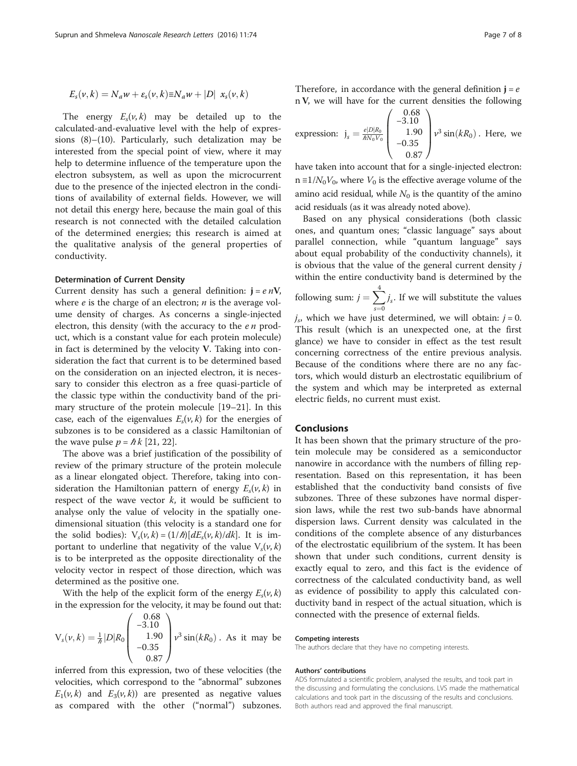$$E_s(\nu,k) = N_a w + \varepsilon_s(\nu,k) \equiv N_a w + |D| \;\; x_s(\nu,k)$$

The energy $E_s(\nu,k)$ may be detailed up to the calculated-and-evaluative level with the help of expressions (8)–(10). Particularly, such detalization may be interested from the special point of view, where it may help to determine influence of the temperature upon the electron subsystem, as well as upon the microcurrent due to the presence of the injected electron in the conditions of availability of external fields. However, we will not detail this energy here, because the main goal of this research is not connected with the detailed calculation of the determined energies; this research is aimed at the qualitative analysis of the general properties of conductivity.

#### Determination of Current Density

Current density has such a general definition: $\mathbf{j} = e\,n\mathbf{V}$, where $e$ is the charge of an electron; $n$ is the average volume density of charges. As concerns a single-injected electron, this density (with the accuracy to the $e\,n$ product, which is a constant value for each protein molecule) in fact is determined by the velocity $\mathbf{V}$. Taking into consideration the fact that current is to be determined based on the consideration on an injected electron, it is necessary to consider this electron as a free quasi-particle of the classic type within the conductivity band of the primary structure of the protein molecule [19–21]. In this case, each of the eigenvalues $E_s(\nu,k)$ for the energies of subzones is to be considered as a classic Hamiltonian of the wave pulse $p = \hbar k$ [21, 22].

The above was a brief justification of the possibility of review of the primary structure of the protein molecule as a linear elongated object. Therefore, taking into consideration the Hamiltonian pattern of energy $E_s(\nu,k)$ in respect of the wave vector $k$, it would be sufficient to analyse only the value of velocity in the spatially one-dimensional situation (this velocity is a standard one for the solid bodies): $\mathrm{V}_s(\nu,k) = (1/\hbar)[dE_s(\nu,k)/dk]$. It is important to underline that negativity of the value $\mathrm{V}_s(\nu,k)$ is to be interpreted as the opposite directionality of the velocity vector in respect of those direction, which was determined as the positive one.

With the help of the explicit form of the energy $E_s(\nu,k)$ in the expression for the velocity, it may be found out that: $\mathrm{V}_s(\nu,k) = \frac{1}{\hbar}|D|R_0 \begin{pmatrix} 0.68 \\ -3.10 \\ 1.90 \\ -0.35 \\ 0.87 \end{pmatrix} \nu^3 \sin(kR_0)$. As it may be inferred from this expression, two of these velocities (the velocities, which correspond to the "abnormal" subzones $E_1(\nu,k)$ and $E_3(\nu,k)$) are presented as negative values as compared with the other ("normal") subzones. Therefore, in accordance with the general definition $\mathbf{j} = e\,n\,\mathbf{V}$, we will have for the current densities the following expression: $\mathrm{j}_s = \frac{e|D|R_0}{\hbar N_0 V_0} \begin{pmatrix} 0.68 \\ -3.10 \\ 1.90 \\ -0.35 \\ 0.87 \end{pmatrix} \nu^3 \sin(kR_0)$. Here, we have taken into account that for a single-injected electron: $n \equiv 1/N_0V_0$, where $V_0$ is the effective average volume of the amino acid residual, while $N_0$ is the quantity of the amino acid residuals (as it was already noted above).

Based on any physical considerations (both classic ones, and quantum ones; "classic language" says about parallel connection, while "quantum language" says about equal probability of the conductivity channels), it is obvious that the value of the general current density $j$ within the entire conductivity band is determined by the following sum: $j = \sum_{s=0}^{4} j_s$. If we will substitute the values $j_s$, which we have just determined, we will obtain: $j = 0$. This result (which is an unexpected one, at the first glance) we have to consider in effect as the test result concerning correctness of the entire previous analysis. Because of the conditions where there are no any factors, which would disturb an electrostatic equilibrium of the system and which may be interpreted as external electric fields, no current must exist.

## Conclusions

It has been shown that the primary structure of the protein molecule may be considered as a semiconductor nanowire in accordance with the numbers of filling representation. Based on this representation, it has been established that the conductivity band consists of five subzones. Three of these subzones have normal dispersion laws, while the rest two sub-bands have abnormal dispersion laws. Current density was calculated in the conditions of the complete absence of any disturbances of the electrostatic equilibrium of the system. It has been shown that under such conditions, current density is exactly equal to zero, and this fact is the evidence of correctness of the calculated conductivity band, as well as evidence of possibility to apply this calculated conductivity band in respect of the actual situation, which is connected with the presence of external fields.

#### Competing interests

The authors declare that they have no competing interests.

#### Authors' contributions

ADS formulated a scientific problem, analysed the results, and took part in the discussing and formulating the conclusions. LVS made the mathematical calculations and took part in the discussing of the results and conclusions. Both authors read and approved the final manuscript.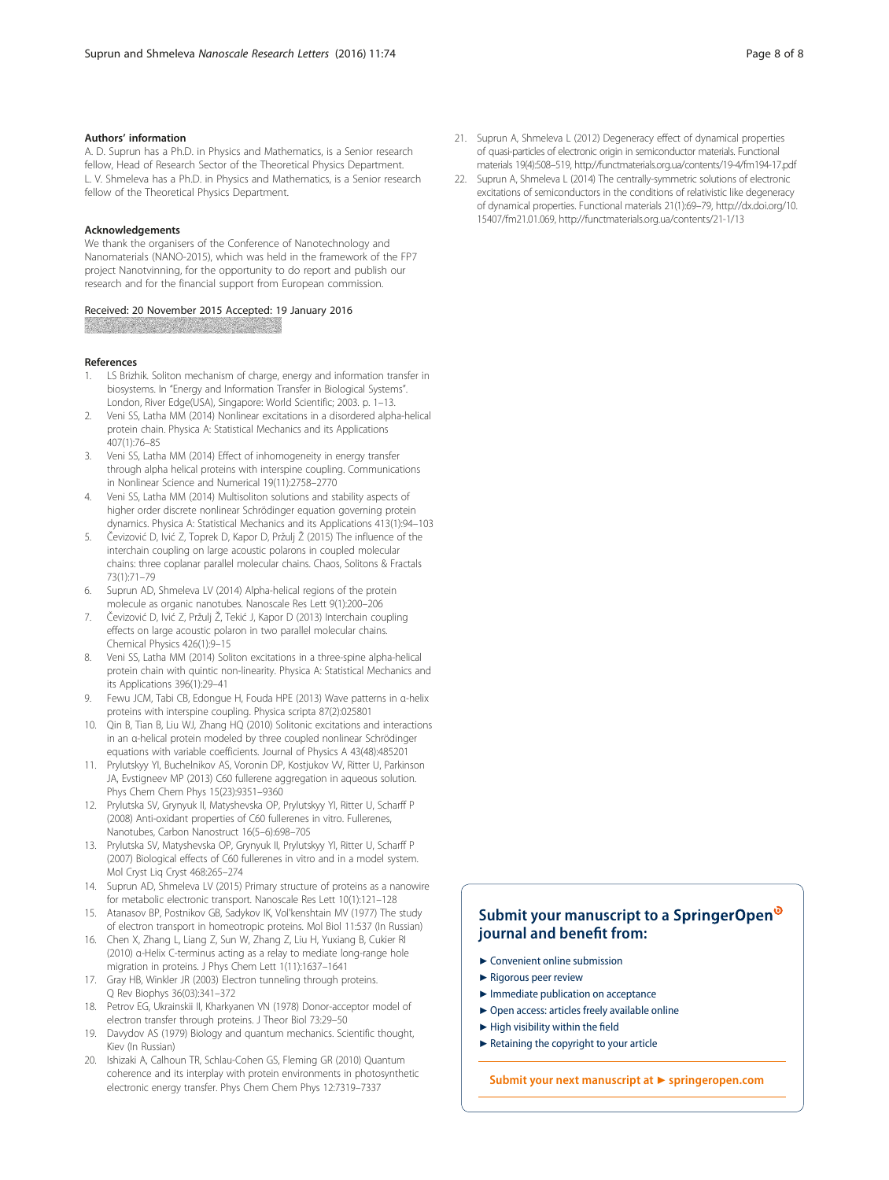### Authors' information

A. D. Suprun has a Ph.D. in Physics and Mathematics, is a Senior research fellow, Head of Research Sector of the Theoretical Physics Department. L. V. Shmeleva has a Ph.D. in Physics and Mathematics, is a Senior research fellow of the Theoretical Physics Department.

### Acknowledgements

We thank the organisers of the Conference of Nanotechnology and Nanomaterials (NANO-2015), which was held in the framework of the FP7 project Nanotvinning, for the opportunity to do report and publish our research and for the financial support from European commission.

Received: 20 November 2015 Accepted: 19 January 2016

### References

1. LS Brizhik. Soliton mechanism of charge, energy and information transfer in biosystems. In "Energy and Information Transfer in Biological Systems". London, River Edge(USA), Singapore: World Scientific; 2003. p. 1–13.
2. Veni SS, Latha MM (2014) Nonlinear excitations in a disordered alpha-helical protein chain. Physica A: Statistical Mechanics and its Applications 407(1):76–85
3. Veni SS, Latha MM (2014) Effect of inhomogeneity in energy transfer through alpha helical proteins with interspine coupling. Communications in Nonlinear Science and Numerical 19(11):2758–2770
4. Veni SS, Latha MM (2014) Multisoliton solutions and stability aspects of higher order discrete nonlinear Schrödinger equation governing protein dynamics. Physica A: Statistical Mechanics and its Applications 413(1):94–103
5. Čevizović D, Ivić Z, Toprek D, Kapor D, Pržulj Ž (2015) The influence of the interchain coupling on large acoustic polarons in coupled molecular chains: three coplanar parallel molecular chains. Chaos, Solitons & Fractals 73(1):71–79
6. Suprun AD, Shmeleva LV (2014) Alpha-helical regions of the protein molecule as organic nanotubes. Nanoscale Res Lett 9(1):200–206
7. Čevizović D, Ivić Z, Pržulj Ž, Tekić J, Kapor D (2013) Interchain coupling effects on large acoustic polaron in two parallel molecular chains. Chemical Physics 426(1):9–15
8. Veni SS, Latha MM (2014) Soliton excitations in a three-spine alpha-helical protein chain with quintic non-linearity. Physica A: Statistical Mechanics and its Applications 396(1):29–41
9. Fewu JCM, Tabi CB, Edongue H, Fouda HPE (2013) Wave patterns in α-helix proteins with interspine coupling. Physica scripta 87(2):025801
10. Qin B, Tian B, Liu WJ, Zhang HQ (2010) Solitonic excitations and interactions in an α-helical protein modeled by three coupled nonlinear Schrödinger equations with variable coefficients. Journal of Physics A 43(48):485201
11. Prylutskyy YI, Buchelnikov AS, Voronin DP, Kostjukov VV, Ritter U, Parkinson JA, Evstigneev MP (2013) C60 fullerene aggregation in aqueous solution. Phys Chem Chem Phys 15(23):9351–9360
12. Prylutska SV, Grynyuk II, Matyshevska OP, Prylutskyy YI, Ritter U, Scharff P (2008) Anti-oxidant properties of C60 fullerenes in vitro. Fullerenes, Nanotubes, Carbon Nanostruct 16(5–6):698–705
13. Prylutska SV, Matyshevska OP, Grynyuk II, Prylutskyy YI, Ritter U, Scharff P (2007) Biological effects of C60 fullerenes in vitro and in a model system. Mol Cryst Liq Cryst 468:265–274
14. Suprun AD, Shmeleva LV (2015) Primary structure of proteins as a nanowire for metabolic electronic transport. Nanoscale Res Lett 10(1):121–128
15. Atanasov BP, Postnikov GB, Sadykov IK, Vol'kenshtain MV (1977) The study of electron transport in homeotropic proteins. Mol Biol 11:537 (In Russian)
16. Chen X, Zhang L, Liang Z, Sun W, Zhang Z, Liu H, Yuxiang B, Cukier RI (2010) α-Helix C-terminus acting as a relay to mediate long-range hole migration in proteins. J Phys Chem Lett 1(11):1637–1641
17. Gray HB, Winkler JR (2003) Electron tunneling through proteins. Q Rev Biophys 36(03):341–372
18. Petrov EG, Ukrainskii II, Kharkyanen VN (1978) Donor-acceptor model of electron transfer through proteins. J Theor Biol 73:29–50
19. Davydov AS (1979) Biology and quantum mechanics. Scientific thought, Kiev (In Russian)
20. Ishizaki A, Calhoun TR, Schlau-Cohen GS, Fleming GR (2010) Quantum coherence and its interplay with protein environments in photosynthetic electronic energy transfer. Phys Chem Chem Phys 12:7319–7337
21. Suprun A, Shmeleva L (2012) Degeneracy effect of dynamical properties of quasi-particles of electronic origin in semiconductor materials. Functional materials 19(4):508–519, http://functmaterials.org.ua/contents/19-4/fm194-17.pdf
22. Suprun A, Shmeleva L (2014) The centrally-symmetric solutions of electronic excitations of semiconductors in the conditions of relativistic like degeneracy of dynamical properties. Functional materials 21(1):69–79, http://dx.doi.org/10.15407/fm21.01.069, http://functmaterials.org.ua/contents/21-1/13

**Submit your manuscript to a SpringerOpen journal and benefit from:**

- ► Convenient online submission
- ► Rigorous peer review
- ► Immediate publication on acceptance
- ► Open access: articles freely available online
- ► High visibility within the field
- ► Retaining the copyright to your article

**Submit your next manuscript at ► springeropen.com**